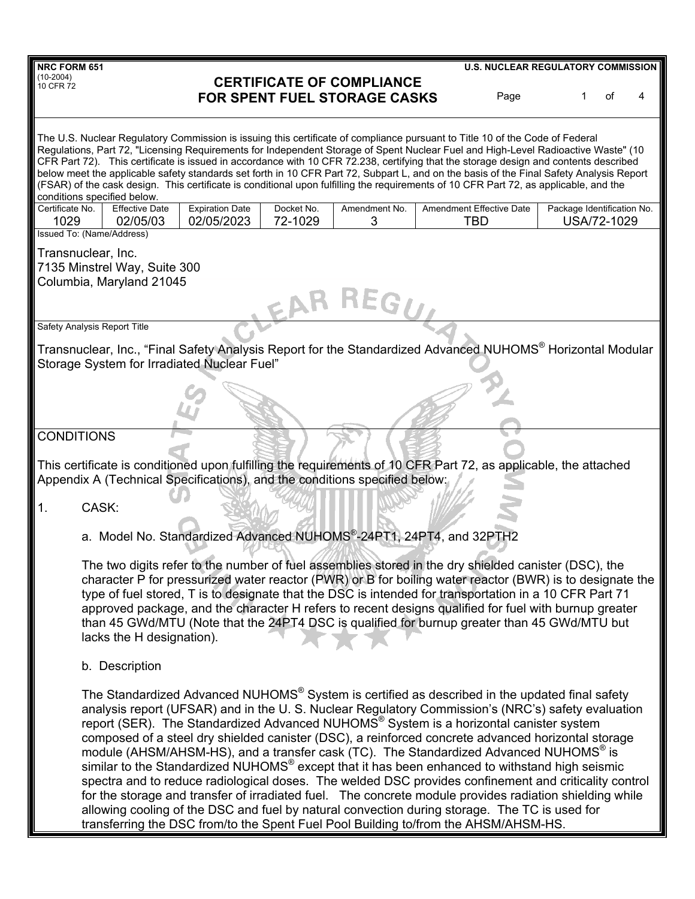NRC FORM 651
(10-2004)
10 CFR 72

U.S. NUCLEAR REGULATORY COMMISSION

# CERTIFICATE OF COMPLIANCE FOR SPENT FUEL STORAGE CASKS

The U.S. Nuclear Regulatory Commission is issuing this certificate of compliance pursuant to Title 10 of the Code of Federal Regulations, Part 72, "Licensing Requirements for Independent Storage of Spent Nuclear Fuel and High-Level Radioactive Waste" (10 CFR Part 72). This certificate is issued in accordance with 10 CFR 72.238, certifying that the storage design and contents described below meet the applicable safety standards set forth in 10 CFR Part 72, Subpart L, and on the basis of the Final Safety Analysis Report (FSAR) of the cask design. This certificate is conditional upon fulfilling the requirements of 10 CFR Part 72, as applicable, and the conditions specified below.

| Certificate No. | Effective Date | Expiration Date | Docket No. | Amendment No. | Amendment Effective Date | Package Identification No. |
|---|---|---|---|---|---|---|
| 1029 | 02/05/03 | 02/05/2023 | 72-1029 | 3 | TBD | USA/72-1029 |

Issued To: (Name/Address)

Transnuclear, Inc.
7135 Minstrel Way, Suite 300
Columbia, Maryland 21045

Safety Analysis Report Title

Transnuclear, Inc., "Final Safety Analysis Report for the Standardized Advanced NUHOMS® Horizontal Modular Storage System for Irradiated Nuclear Fuel"

## CONDITIONS

This certificate is conditioned upon fulfilling the requirements of 10 CFR Part 72, as applicable, the attached Appendix A (Technical Specifications), and the conditions specified below:

1. CASK:

   a. Model No. Standardized Advanced NUHOMS®-24PT1, 24PT4, and 32PTH2

   The two digits refer to the number of fuel assemblies stored in the dry shielded canister (DSC), the character P for pressurized water reactor (PWR) or B for boiling water reactor (BWR) is to designate the type of fuel stored, T is to designate that the DSC is intended for transportation in a 10 CFR Part 71 approved package, and the character H refers to recent designs qualified for fuel with burnup greater than 45 GWd/MTU (Note that the 24PT4 DSC is qualified for burnup greater than 45 GWd/MTU but lacks the H designation).

   b. Description

   The Standardized Advanced NUHOMS® System is certified as described in the updated final safety analysis report (UFSAR) and in the U. S. Nuclear Regulatory Commission's (NRC's) safety evaluation report (SER). The Standardized Advanced NUHOMS® System is a horizontal canister system composed of a steel dry shielded canister (DSC), a reinforced concrete advanced horizontal storage module (AHSM/AHSM-HS), and a transfer cask (TC). The Standardized Advanced NUHOMS® is similar to the Standardized NUHOMS® except that it has been enhanced to withstand high seismic spectra and to reduce radiological doses. The welded DSC provides confinement and criticality control for the storage and transfer of irradiated fuel. The concrete module provides radiation shielding while allowing cooling of the DSC and fuel by natural convection during storage. The TC is used for transferring the DSC from/to the Spent Fuel Pool Building to/from the AHSM/AHSM-HS.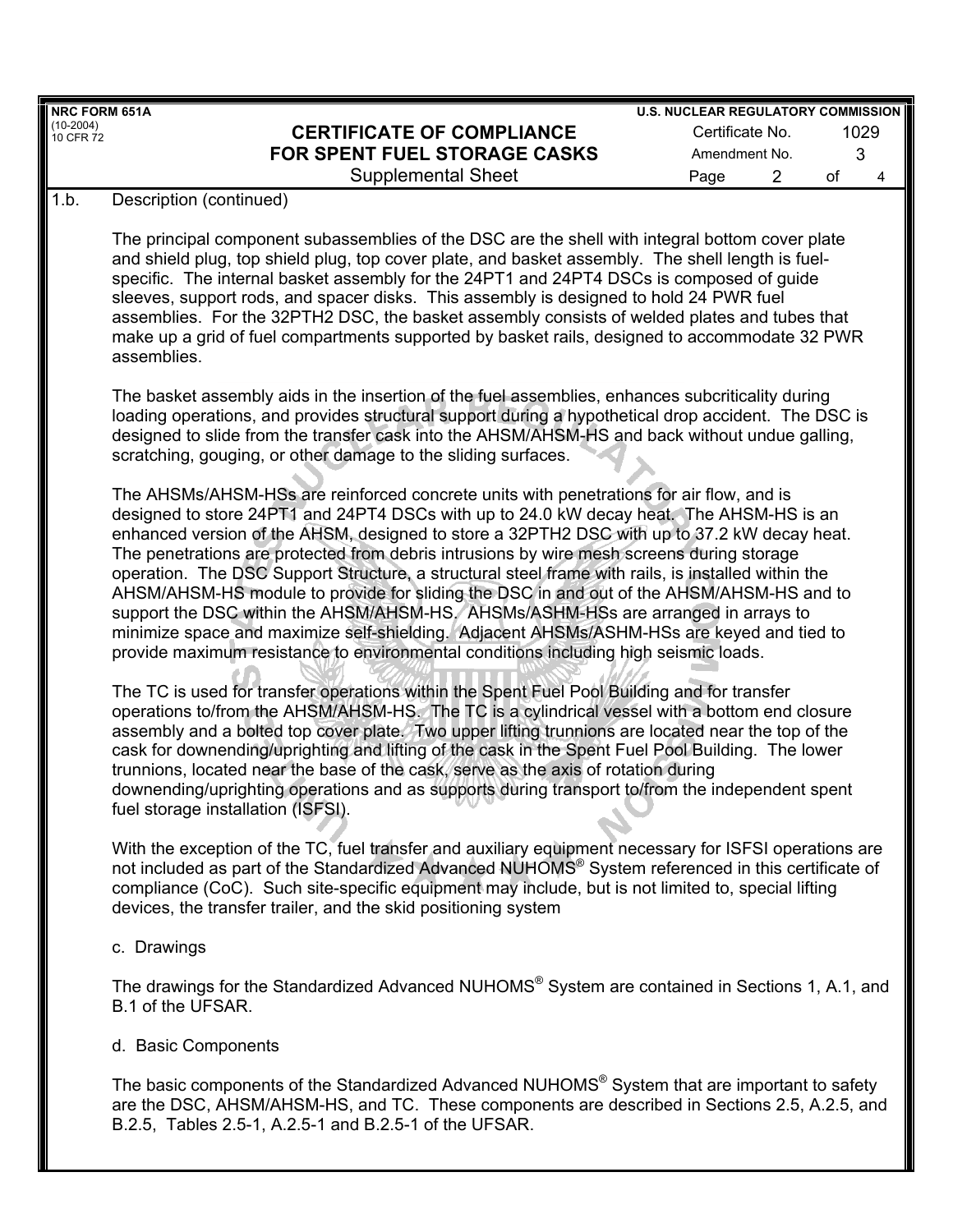1.b. Description (continued)

The principal component subassemblies of the DSC are the shell with integral bottom cover plate and shield plug, top shield plug, top cover plate, and basket assembly. The shell length is fuel-specific. The internal basket assembly for the 24PT1 and 24PT4 DSCs is composed of guide sleeves, support rods, and spacer disks. This assembly is designed to hold 24 PWR fuel assemblies. For the 32PTH2 DSC, the basket assembly consists of welded plates and tubes that make up a grid of fuel compartments supported by basket rails, designed to accommodate 32 PWR assemblies.

The basket assembly aids in the insertion of the fuel assemblies, enhances subcriticality during loading operations, and provides structural support during a hypothetical drop accident. The DSC is designed to slide from the transfer cask into the AHSM/AHSM-HS and back without undue galling, scratching, gouging, or other damage to the sliding surfaces.

The AHSMs/AHSM-HSs are reinforced concrete units with penetrations for air flow, and is designed to store 24PT1 and 24PT4 DSCs with up to 24.0 kW decay heat. The AHSM-HS is an enhanced version of the AHSM, designed to store a 32PTH2 DSC with up to 37.2 kW decay heat. The penetrations are protected from debris intrusions by wire mesh screens during storage operation. The DSC Support Structure, a structural steel frame with rails, is installed within the AHSM/AHSM-HS module to provide for sliding the DSC in and out of the AHSM/AHSM-HS and to support the DSC within the AHSM/AHSM-HS. AHSMs/ASHM-HSs are arranged in arrays to minimize space and maximize self-shielding. Adjacent AHSMs/ASHM-HSs are keyed and tied to provide maximum resistance to environmental conditions including high seismic loads.

The TC is used for transfer operations within the Spent Fuel Pool Building and for transfer operations to/from the AHSM/AHSM-HS. The TC is a cylindrical vessel with a bottom end closure assembly and a bolted top cover plate. Two upper lifting trunnions are located near the top of the cask for downending/uprighting and lifting of the cask in the Spent Fuel Pool Building. The lower trunnions, located near the base of the cask, serve as the axis of rotation during downending/uprighting operations and as supports during transport to/from the independent spent fuel storage installation (ISFSI).

With the exception of the TC, fuel transfer and auxiliary equipment necessary for ISFSI operations are not included as part of the Standardized Advanced NUHOMS® System referenced in this certificate of compliance (CoC). Such site-specific equipment may include, but is not limited to, special lifting devices, the transfer trailer, and the skid positioning system

c. Drawings

The drawings for the Standardized Advanced NUHOMS® System are contained in Sections 1, A.1, and B.1 of the UFSAR.

d. Basic Components

The basic components of the Standardized Advanced NUHOMS® System that are important to safety are the DSC, AHSM/AHSM-HS, and TC. These components are described in Sections 2.5, A.2.5, and B.2.5, Tables 2.5-1, A.2.5-1 and B.2.5-1 of the UFSAR.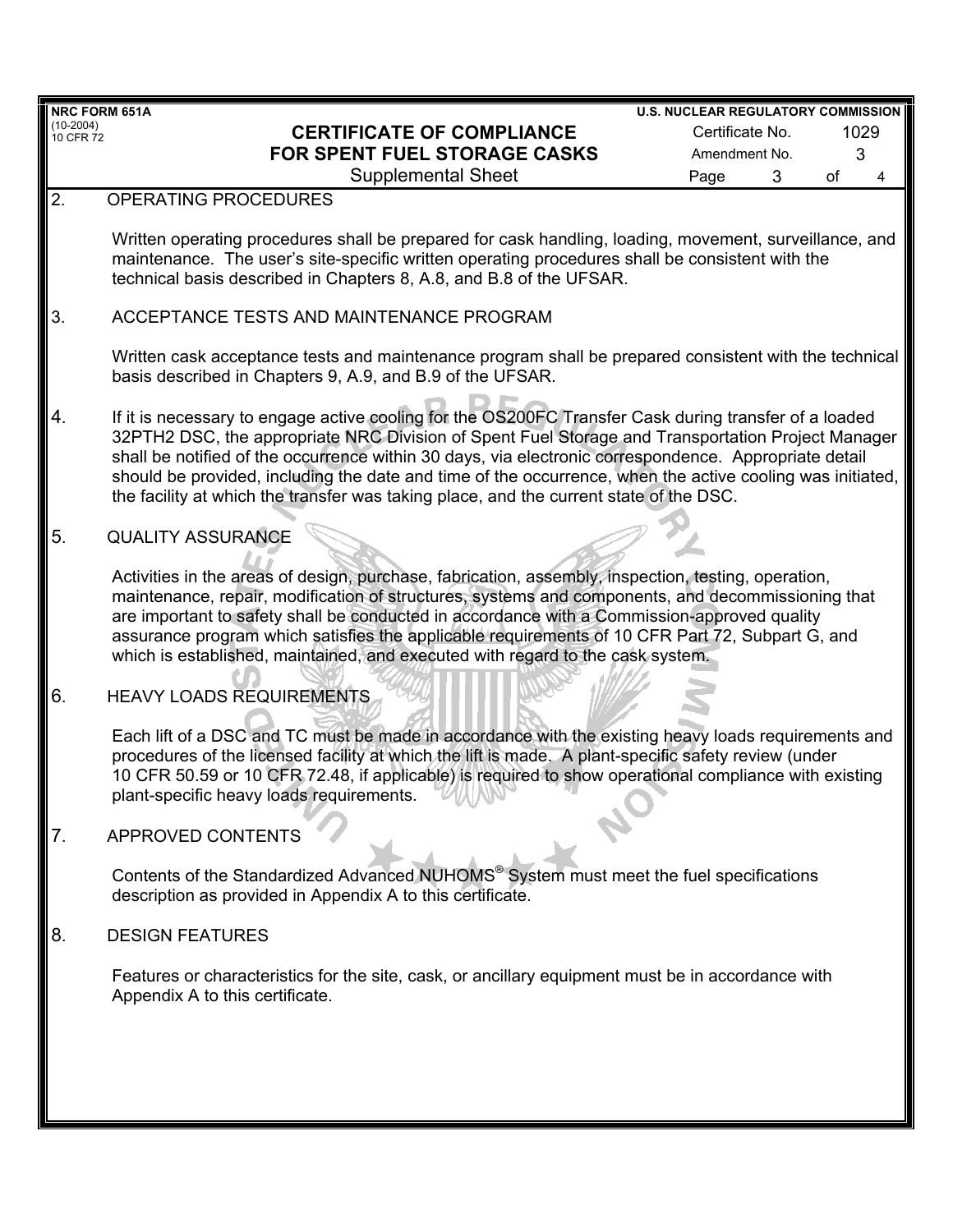2. OPERATING PROCEDURES

Written operating procedures shall be prepared for cask handling, loading, movement, surveillance, and maintenance. The user's site-specific written operating procedures shall be consistent with the technical basis described in Chapters 8, A.8, and B.8 of the UFSAR.

3. ACCEPTANCE TESTS AND MAINTENANCE PROGRAM

Written cask acceptance tests and maintenance program shall be prepared consistent with the technical basis described in Chapters 9, A.9, and B.9 of the UFSAR.

4. If it is necessary to engage active cooling for the OS200FC Transfer Cask during transfer of a loaded 32PTH2 DSC, the appropriate NRC Division of Spent Fuel Storage and Transportation Project Manager shall be notified of the occurrence within 30 days, via electronic correspondence. Appropriate detail should be provided, including the date and time of the occurrence, when the active cooling was initiated, the facility at which the transfer was taking place, and the current state of the DSC.

5. QUALITY ASSURANCE

Activities in the areas of design, purchase, fabrication, assembly, inspection, testing, operation, maintenance, repair, modification of structures, systems and components, and decommissioning that are important to safety shall be conducted in accordance with a Commission-approved quality assurance program which satisfies the applicable requirements of 10 CFR Part 72, Subpart G, and which is established, maintained, and executed with regard to the cask system.

6. HEAVY LOADS REQUIREMENTS

Each lift of a DSC and TC must be made in accordance with the existing heavy loads requirements and procedures of the licensed facility at which the lift is made. A plant-specific safety review (under 10 CFR 50.59 or 10 CFR 72.48, if applicable) is required to show operational compliance with existing plant-specific heavy loads requirements.

7. APPROVED CONTENTS

Contents of the Standardized Advanced NUHOMS® System must meet the fuel specifications description as provided in Appendix A to this certificate.

8. DESIGN FEATURES

Features or characteristics for the site, cask, or ancillary equipment must be in accordance with Appendix A to this certificate.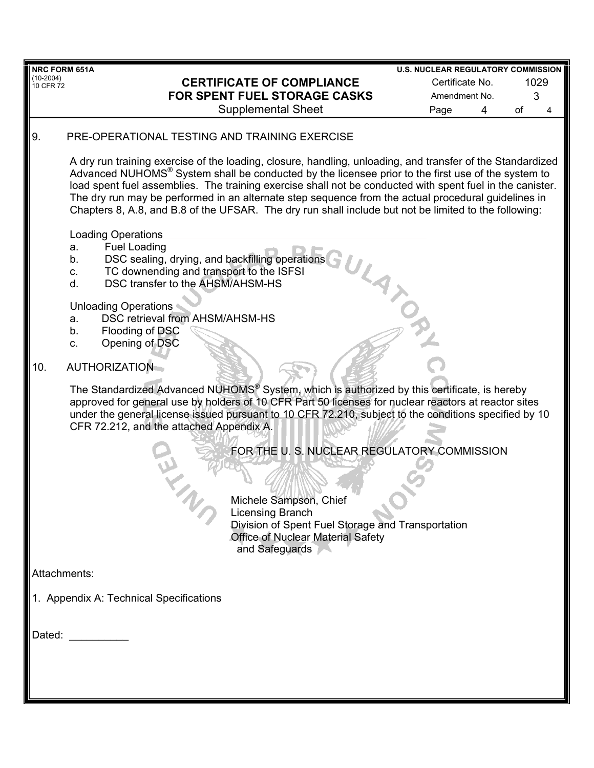9. PRE-OPERATIONAL TESTING AND TRAINING EXERCISE

A dry run training exercise of the loading, closure, handling, unloading, and transfer of the Standardized Advanced NUHOMS® System shall be conducted by the licensee prior to the first use of the system to load spent fuel assemblies. The training exercise shall not be conducted with spent fuel in the canister. The dry run may be performed in an alternate step sequence from the actual procedural guidelines in Chapters 8, A.8, and B.8 of the UFSAR. The dry run shall include but not be limited to the following:

Loading Operations

a. Fuel Loading
b. DSC sealing, drying, and backfilling operations
c. TC downending and transport to the ISFSI
d. DSC transfer to the AHSM/AHSM-HS

Unloading Operations

a. DSC retrieval from AHSM/AHSM-HS
b. Flooding of DSC
c. Opening of DSC

10. AUTHORIZATION

The Standardized Advanced NUHOMS® System, which is authorized by this certificate, is hereby approved for general use by holders of 10 CFR Part 50 licenses for nuclear reactors at reactor sites under the general license issued pursuant to 10 CFR 72.210, subject to the conditions specified by 10 CFR 72.212, and the attached Appendix A.

FOR THE U. S. NUCLEAR REGULATORY COMMISSION

Michele Sampson, Chief
Licensing Branch
Division of Spent Fuel Storage and Transportation
Office of Nuclear Material Safety
and Safeguards

Attachments:

1. Appendix A: Technical Specifications

Dated: __________